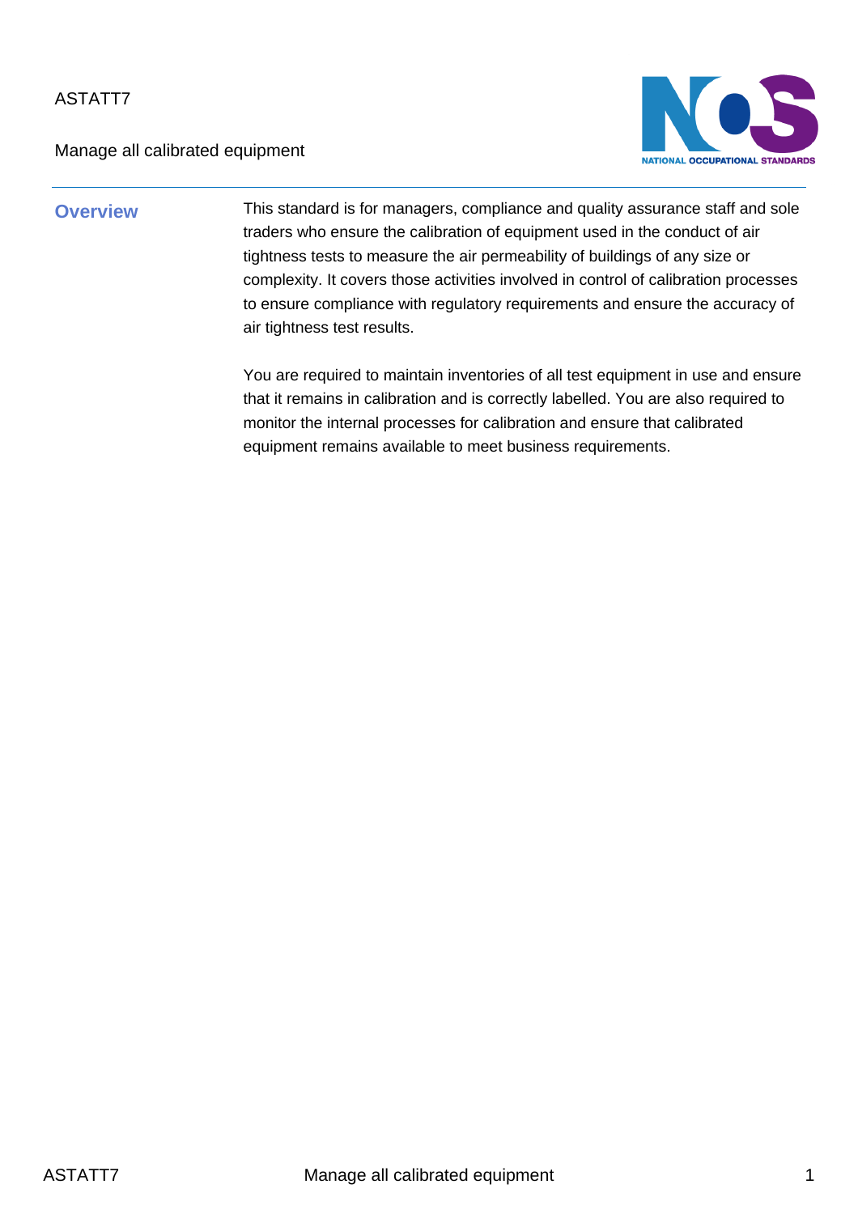ASTATT7

Manage all calibrated equipment

## Overview

This standard is for managers, compliance and quality assurance staff and sole traders who ensure the calibration of equipment used in the conduct of air tightness tests to measure the air permeability of buildings of any size or complexity. It covers those activities involved in control of calibration processes to ensure compliance with regulatory requirements and ensure the accuracy of air tightness test results.

You are required to maintain inventories of all test equipment in use and ensure that it remains in calibration and is correctly labelled. You are also required to monitor the internal processes for calibration and ensure that calibrated equipment remains available to meet business requirements.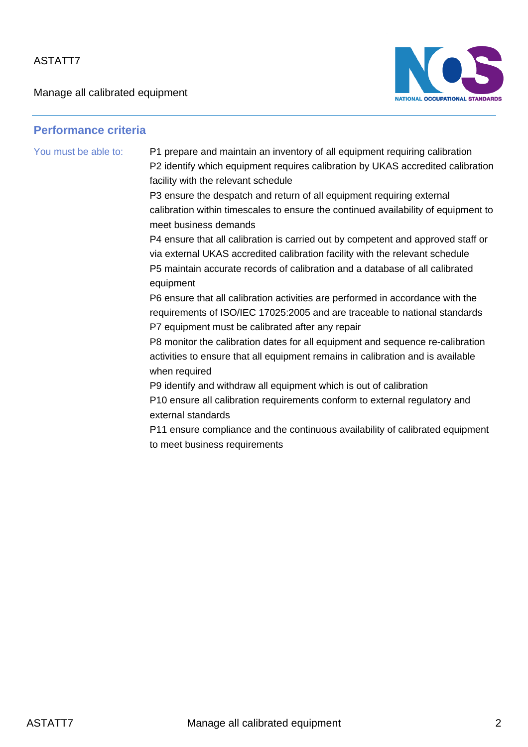## Performance criteria

You must be able to:

P1 prepare and maintain an inventory of all equipment requiring calibration
P2 identify which equipment requires calibration by UKAS accredited calibration facility with the relevant schedule
P3 ensure the despatch and return of all equipment requiring external calibration within timescales to ensure the continued availability of equipment to meet business demands
P4 ensure that all calibration is carried out by competent and approved staff or via external UKAS accredited calibration facility with the relevant schedule
P5 maintain accurate records of calibration and a database of all calibrated equipment
P6 ensure that all calibration activities are performed in accordance with the requirements of ISO/IEC 17025:2005 and are traceable to national standards
P7 equipment must be calibrated after any repair
P8 monitor the calibration dates for all equipment and sequence re-calibration activities to ensure that all equipment remains in calibration and is available when required
P9 identify and withdraw all equipment which is out of calibration
P10 ensure all calibration requirements conform to external regulatory and external standards
P11 ensure compliance and the continuous availability of calibrated equipment to meet business requirements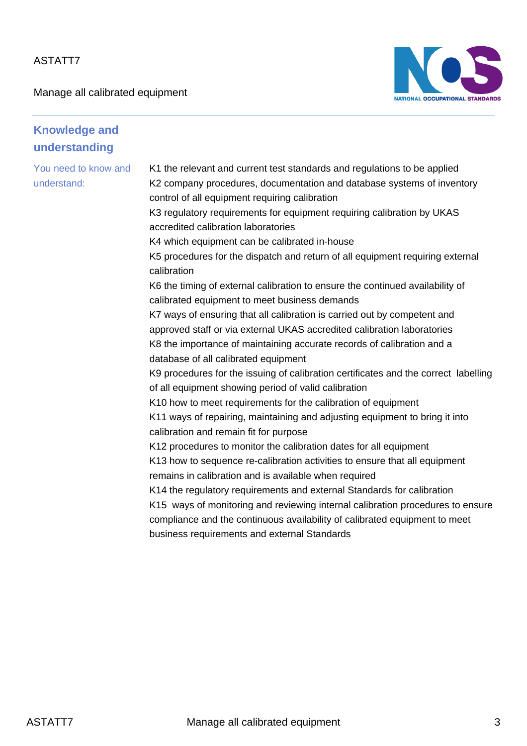## Knowledge and understanding

You need to know and understand:

K1 the relevant and current test standards and regulations to be applied

K2 company procedures, documentation and database systems of inventory control of all equipment requiring calibration

K3 regulatory requirements for equipment requiring calibration by UKAS accredited calibration laboratories

K4 which equipment can be calibrated in-house

K5 procedures for the dispatch and return of all equipment requiring external calibration

K6 the timing of external calibration to ensure the continued availability of calibrated equipment to meet business demands

K7 ways of ensuring that all calibration is carried out by competent and approved staff or via external UKAS accredited calibration laboratories

K8 the importance of maintaining accurate records of calibration and a database of all calibrated equipment

K9 procedures for the issuing of calibration certificates and the correct labelling of all equipment showing period of valid calibration

K10 how to meet requirements for the calibration of equipment

K11 ways of repairing, maintaining and adjusting equipment to bring it into calibration and remain fit for purpose

K12 procedures to monitor the calibration dates for all equipment

K13 how to sequence re-calibration activities to ensure that all equipment remains in calibration and is available when required

K14 the regulatory requirements and external Standards for calibration

K15 ways of monitoring and reviewing internal calibration procedures to ensure compliance and the continuous availability of calibrated equipment to meet business requirements and external Standards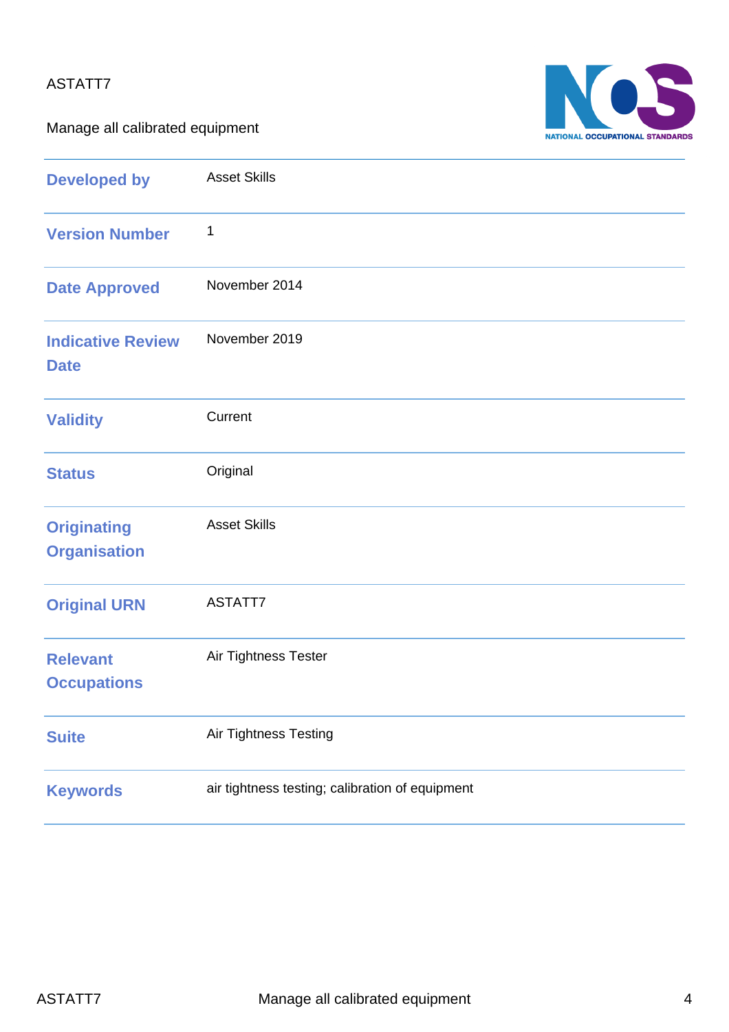ASTATT7

Manage all calibrated equipment

| | |
|---|---|
| **Developed by** | Asset Skills |
| **Version Number** | 1 |
| **Date Approved** | November 2014 |
| **Indicative Review Date** | November 2019 |
| **Validity** | Current |
| **Status** | Original |
| **Originating Organisation** | Asset Skills |
| **Original URN** | ASTATT7 |
| **Relevant Occupations** | Air Tightness Tester |
| **Suite** | Air Tightness Testing |
| **Keywords** | air tightness testing; calibration of equipment |